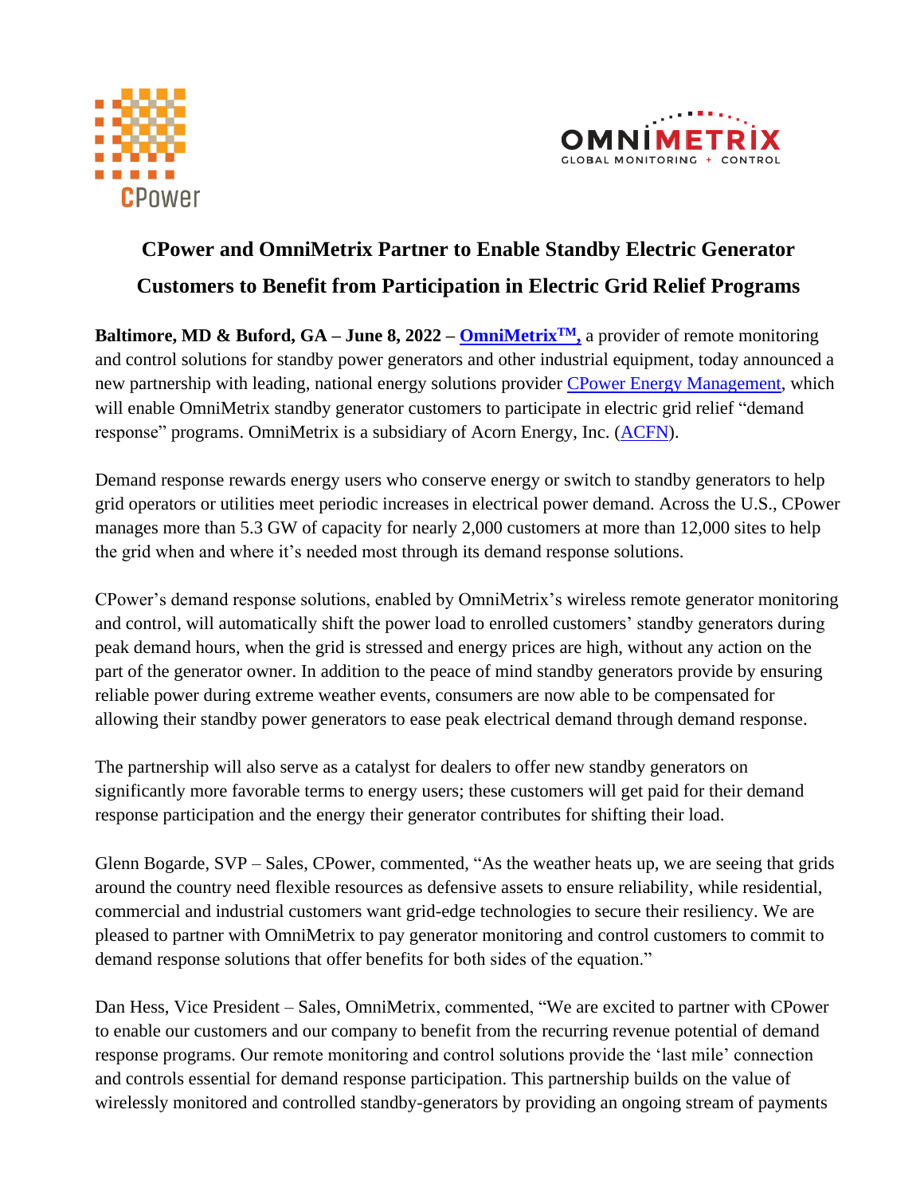# CPower and OmniMetrix Partner to Enable Standby Electric Generator Customers to Benefit from Participation in Electric Grid Relief Programs

**Baltimore, MD & Buford, GA – June 8, 2022 – OmniMetrix™,** a provider of remote monitoring and control solutions for standby power generators and other industrial equipment, today announced a new partnership with leading, national energy solutions provider CPower Energy Management, which will enable OmniMetrix standby generator customers to participate in electric grid relief "demand response" programs. OmniMetrix is a subsidiary of Acorn Energy, Inc. (ACFN).

Demand response rewards energy users who conserve energy or switch to standby generators to help grid operators or utilities meet periodic increases in electrical power demand. Across the U.S., CPower manages more than 5.3 GW of capacity for nearly 2,000 customers at more than 12,000 sites to help the grid when and where it's needed most through its demand response solutions.

CPower's demand response solutions, enabled by OmniMetrix's wireless remote generator monitoring and control, will automatically shift the power load to enrolled customers' standby generators during peak demand hours, when the grid is stressed and energy prices are high, without any action on the part of the generator owner. In addition to the peace of mind standby generators provide by ensuring reliable power during extreme weather events, consumers are now able to be compensated for allowing their standby power generators to ease peak electrical demand through demand response.

The partnership will also serve as a catalyst for dealers to offer new standby generators on significantly more favorable terms to energy users; these customers will get paid for their demand response participation and the energy their generator contributes for shifting their load.

Glenn Bogarde, SVP – Sales, CPower, commented, "As the weather heats up, we are seeing that grids around the country need flexible resources as defensive assets to ensure reliability, while residential, commercial and industrial customers want grid-edge technologies to secure their resiliency. We are pleased to partner with OmniMetrix to pay generator monitoring and control customers to commit to demand response solutions that offer benefits for both sides of the equation."

Dan Hess, Vice President – Sales, OmniMetrix, commented, "We are excited to partner with CPower to enable our customers and our company to benefit from the recurring revenue potential of demand response programs. Our remote monitoring and control solutions provide the 'last mile' connection and controls essential for demand response participation. This partnership builds on the value of wirelessly monitored and controlled standby-generators by providing an ongoing stream of payments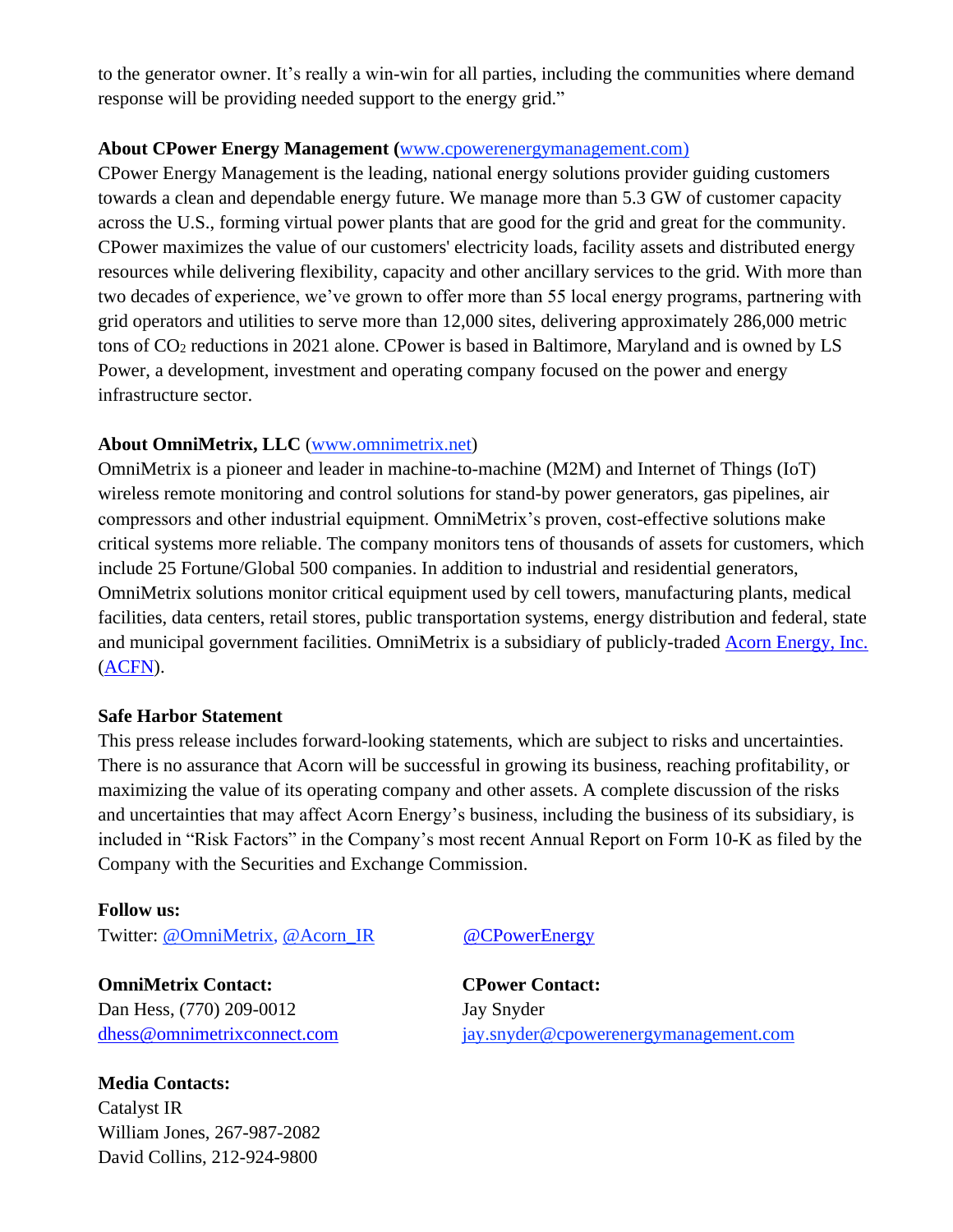to the generator owner. It's really a win-win for all parties, including the communities where demand response will be providing needed support to the energy grid."

**About CPower Energy Management** (www.cpowerenergymanagement.com)

CPower Energy Management is the leading, national energy solutions provider guiding customers towards a clean and dependable energy future. We manage more than 5.3 GW of customer capacity across the U.S., forming virtual power plants that are good for the grid and great for the community. CPower maximizes the value of our customers' electricity loads, facility assets and distributed energy resources while delivering flexibility, capacity and other ancillary services to the grid. With more than two decades of experience, we've grown to offer more than 55 local energy programs, partnering with grid operators and utilities to serve more than 12,000 sites, delivering approximately 286,000 metric tons of $CO_2$ reductions in 2021 alone. CPower is based in Baltimore, Maryland and is owned by LS Power, a development, investment and operating company focused on the power and energy infrastructure sector.

**About OmniMetrix, LLC** (www.omnimetrix.net)

OmniMetrix is a pioneer and leader in machine-to-machine (M2M) and Internet of Things (IoT) wireless remote monitoring and control solutions for stand-by power generators, gas pipelines, air compressors and other industrial equipment. OmniMetrix's proven, cost-effective solutions make critical systems more reliable. The company monitors tens of thousands of assets for customers, which include 25 Fortune/Global 500 companies. In addition to industrial and residential generators, OmniMetrix solutions monitor critical equipment used by cell towers, manufacturing plants, medical facilities, data centers, retail stores, public transportation systems, energy distribution and federal, state and municipal government facilities. OmniMetrix is a subsidiary of publicly-traded Acorn Energy, Inc. (ACFN).

**Safe Harbor Statement**

This press release includes forward-looking statements, which are subject to risks and uncertainties. There is no assurance that Acorn will be successful in growing its business, reaching profitability, or maximizing the value of its operating company and other assets. A complete discussion of the risks and uncertainties that may affect Acorn Energy's business, including the business of its subsidiary, is included in "Risk Factors" in the Company's most recent Annual Report on Form 10-K as filed by the Company with the Securities and Exchange Commission.

**Follow us:**

Twitter: @OmniMetrix, @Acorn_IR @CPowerEnergy

**OmniMetrix Contact:**
Dan Hess, (770) 209-0012
dhess@omnimetrixconnect.com

**CPower Contact:**
Jay Snyder
jay.snyder@cpowerenergymanagement.com

**Media Contacts:**
Catalyst IR
William Jones, 267-987-2082
David Collins, 212-924-9800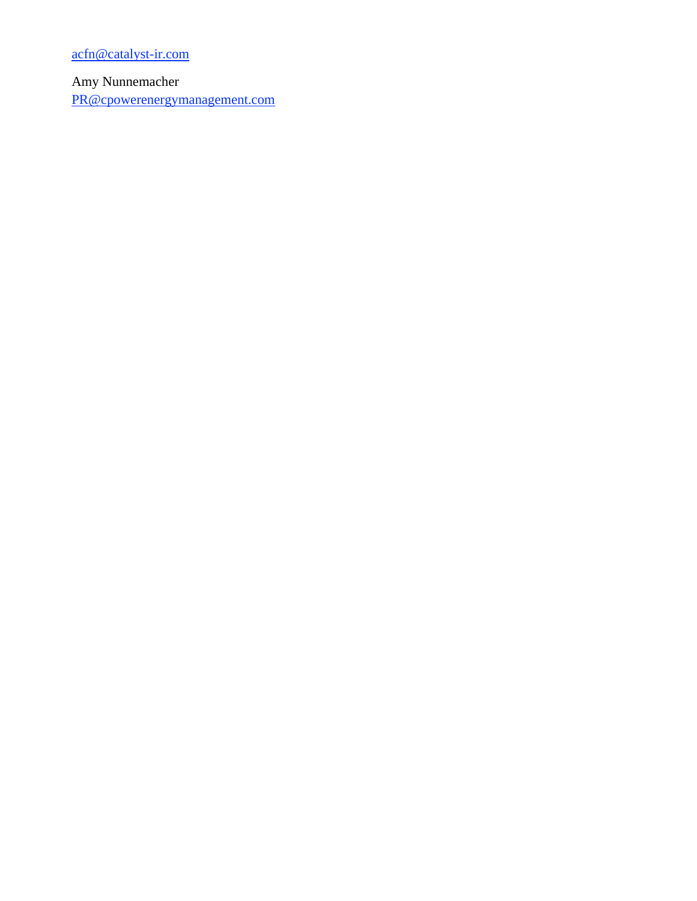acfn@catalyst-ir.com

Amy Nunnemacher
PR@cpowerenergymanagement.com